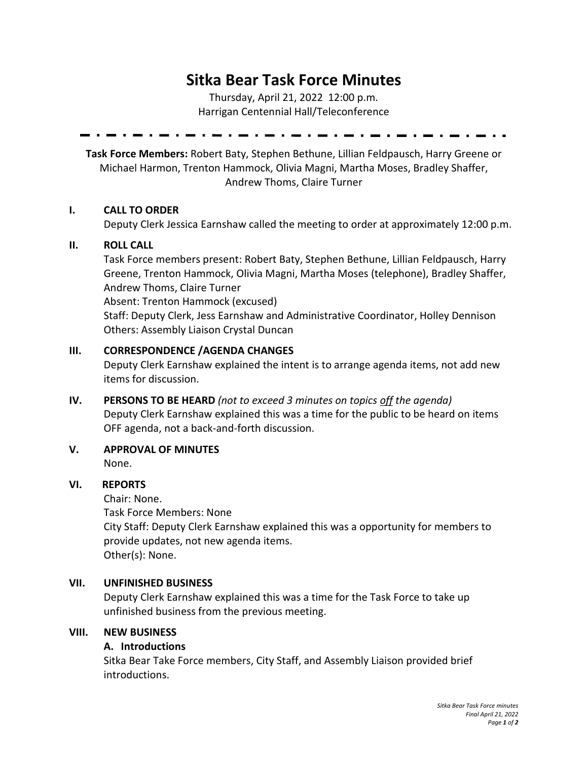# Sitka Bear Task Force Minutes

Thursday, April 21, 2022 12:00 p.m.
Harrigan Centennial Hall/Teleconference

**Task Force Members:** Robert Baty, Stephen Bethune, Lillian Feldpausch, Harry Greene or Michael Harmon, Trenton Hammock, Olivia Magni, Martha Moses, Bradley Shaffer, Andrew Thoms, Claire Turner

## I. CALL TO ORDER

Deputy Clerk Jessica Earnshaw called the meeting to order at approximately 12:00 p.m.

## II. ROLL CALL

Task Force members present: Robert Baty, Stephen Bethune, Lillian Feldpausch, Harry Greene, Trenton Hammock, Olivia Magni, Martha Moses (telephone), Bradley Shaffer, Andrew Thoms, Claire Turner
Absent: Trenton Hammock (excused)
Staff: Deputy Clerk, Jess Earnshaw and Administrative Coordinator, Holley Dennison
Others: Assembly Liaison Crystal Duncan

## III. CORRESPONDENCE /AGENDA CHANGES

Deputy Clerk Earnshaw explained the intent is to arrange agenda items, not add new items for discussion.

## IV. PERSONS TO BE HEARD *(not to exceed 3 minutes on topics off the agenda)*

Deputy Clerk Earnshaw explained this was a time for the public to be heard on items OFF agenda, not a back-and-forth discussion.

## V. APPROVAL OF MINUTES

None.

## VI. REPORTS

Chair: None.
Task Force Members: None
City Staff: Deputy Clerk Earnshaw explained this was a opportunity for members to provide updates, not new agenda items.
Other(s): None.

## VII. UNFINISHED BUSINESS

Deputy Clerk Earnshaw explained this was a time for the Task Force to take up unfinished business from the previous meeting.

## VIII. NEW BUSINESS

### A. Introductions

Sitka Bear Take Force members, City Staff, and Assembly Liaison provided brief introductions.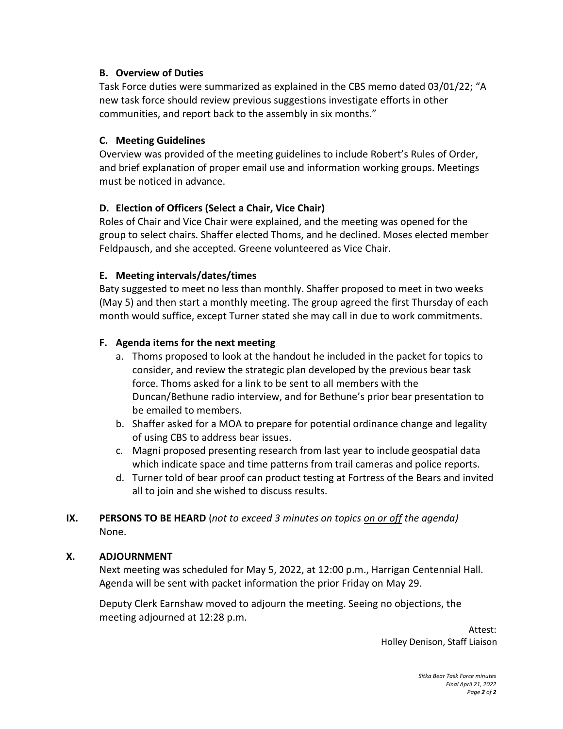### B. Overview of Duties

Task Force duties were summarized as explained in the CBS memo dated 03/01/22; "A new task force should review previous suggestions investigate efforts in other communities, and report back to the assembly in six months."

### C. Meeting Guidelines

Overview was provided of the meeting guidelines to include Robert's Rules of Order, and brief explanation of proper email use and information working groups. Meetings must be noticed in advance.

### D. Election of Officers (Select a Chair, Vice Chair)

Roles of Chair and Vice Chair were explained, and the meeting was opened for the group to select chairs. Shaffer elected Thoms, and he declined. Moses elected member Feldpausch, and she accepted. Greene volunteered as Vice Chair.

### E. Meeting intervals/dates/times

Baty suggested to meet no less than monthly. Shaffer proposed to meet in two weeks (May 5) and then start a monthly meeting. The group agreed the first Thursday of each month would suffice, except Turner stated she may call in due to work commitments.

### F. Agenda items for the next meeting

a. Thoms proposed to look at the handout he included in the packet for topics to consider, and review the strategic plan developed by the previous bear task force. Thoms asked for a link to be sent to all members with the Duncan/Bethune radio interview, and for Bethune's prior bear presentation to be emailed to members.
b. Shaffer asked for a MOA to prepare for potential ordinance change and legality of using CBS to address bear issues.
c. Magni proposed presenting research from last year to include geospatial data which indicate space and time patterns from trail cameras and police reports.
d. Turner told of bear proof can product testing at Fortress of the Bears and invited all to join and she wished to discuss results.

## IX. PERSONS TO BE HEARD (*not to exceed 3 minutes on topics on or off the agenda)*

None.

## X. ADJOURNMENT

Next meeting was scheduled for May 5, 2022, at 12:00 p.m., Harrigan Centennial Hall. Agenda will be sent with packet information the prior Friday on May 29.

Deputy Clerk Earnshaw moved to adjourn the meeting. Seeing no objections, the meeting adjourned at 12:28 p.m.

Attest:
Holley Denison, Staff Liaison